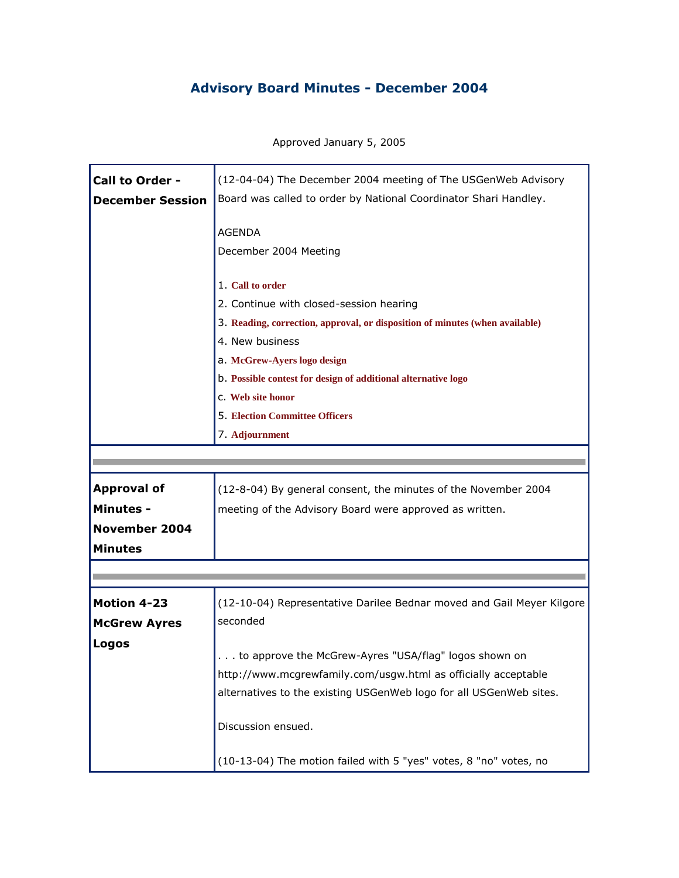# Advisory Board Minutes - December 2004

Approved January 5, 2005

| | |
|---|---|
| **Call to Order - December Session** | (12-04-04) The December 2004 meeting of The USGenWeb Advisory Board was called to order by National Coordinator Shari Handley.<br><br>AGENDA<br>December 2004 Meeting<br><br>1. **Call to order**<br>2. Continue with closed-session hearing<br>3. **Reading, correction, approval, or disposition of minutes (when available)**<br>4. New business<br>a. **McGrew-Ayers logo design**<br>b. **Possible contest for design of additional alternative logo**<br>c. **Web site honor**<br>5. **Election Committee Officers**<br>7. **Adjournment** |
| **Approval of Minutes - November 2004 Minutes** | (12-8-04) By general consent, the minutes of the November 2004 meeting of the Advisory Board were approved as written. |
| **Motion 4-23 McGrew Ayres Logos** | (12-10-04) Representative Darilee Bednar moved and Gail Meyer Kilgore seconded<br><br>. . . to approve the McGrew-Ayres "USA/flag" logos shown on http://www.mcgrewfamily.com/usgw.html as officially acceptable alternatives to the existing USGenWeb logo for all USGenWeb sites.<br><br>Discussion ensued.<br><br>(10-13-04) The motion failed with 5 "yes" votes, 8 "no" votes, no |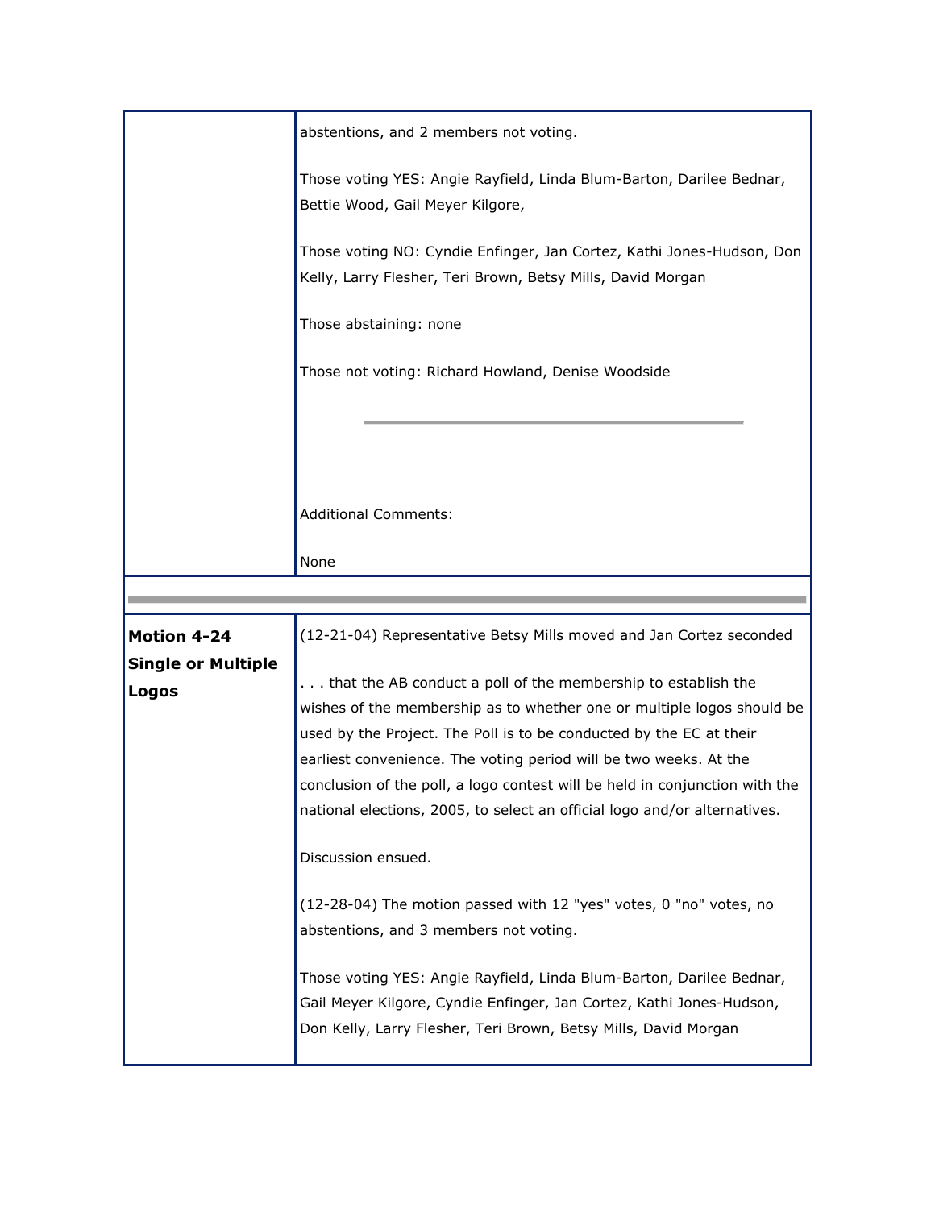| | |
|---|---|
| | abstentions, and 2 members not voting.<br><br>Those voting YES: Angie Rayfield, Linda Blum-Barton, Darilee Bednar, Bettie Wood, Gail Meyer Kilgore,<br><br>Those voting NO: Cyndie Enfinger, Jan Cortez, Kathi Jones-Hudson, Don Kelly, Larry Flesher, Teri Brown, Betsy Mills, David Morgan<br><br>Those abstaining: none<br><br>Those not voting: Richard Howland, Denise Woodside<br><br>---<br><br>Additional Comments:<br><br>None |
| **Motion 4-24**<br>**Single or Multiple Logos** | (12-21-04) Representative Betsy Mills moved and Jan Cortez seconded<br><br>. . . that the AB conduct a poll of the membership to establish the wishes of the membership as to whether one or multiple logos should be used by the Project. The Poll is to be conducted by the EC at their earliest convenience. The voting period will be two weeks. At the conclusion of the poll, a logo contest will be held in conjunction with the national elections, 2005, to select an official logo and/or alternatives.<br><br>Discussion ensued.<br><br>(12-28-04) The motion passed with 12 "yes" votes, 0 "no" votes, no abstentions, and 3 members not voting.<br><br>Those voting YES: Angie Rayfield, Linda Blum-Barton, Darilee Bednar, Gail Meyer Kilgore, Cyndie Enfinger, Jan Cortez, Kathi Jones-Hudson, Don Kelly, Larry Flesher, Teri Brown, Betsy Mills, David Morgan |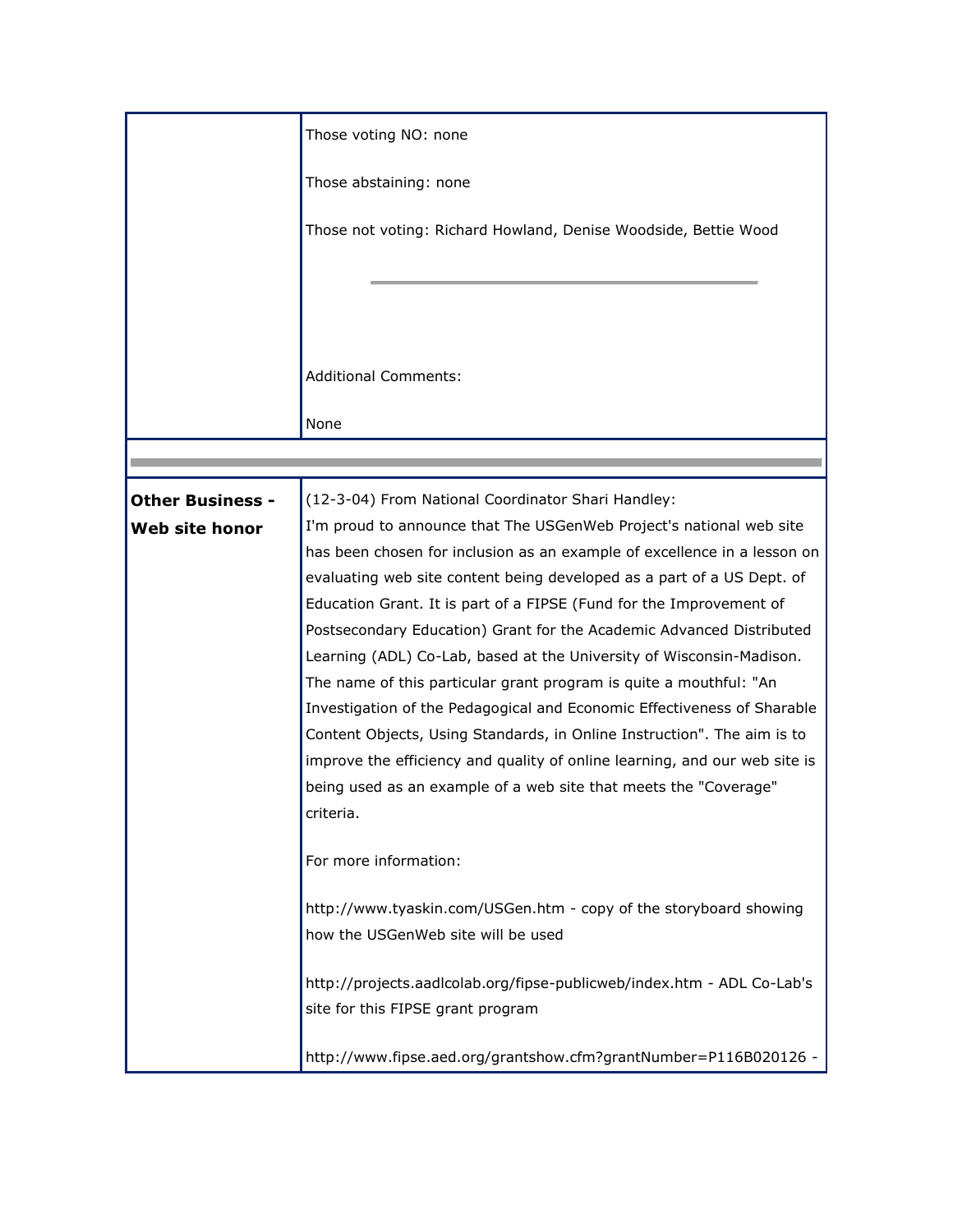| | |
|---|---|
| | Those voting NO: none<br><br>Those abstaining: none<br><br>Those not voting: Richard Howland, Denise Woodside, Bettie Wood<br><br>---<br><br>Additional Comments:<br><br>None |
| **Other Business - Web site honor** | (12-3-04) From National Coordinator Shari Handley:<br>I'm proud to announce that The USGenWeb Project's national web site has been chosen for inclusion as an example of excellence in a lesson on evaluating web site content being developed as a part of a US Dept. of Education Grant. It is part of a FIPSE (Fund for the Improvement of Postsecondary Education) Grant for the Academic Advanced Distributed Learning (ADL) Co-Lab, based at the University of Wisconsin-Madison. The name of this particular grant program is quite a mouthful: "An Investigation of the Pedagogical and Economic Effectiveness of Sharable Content Objects, Using Standards, in Online Instruction". The aim is to improve the efficiency and quality of online learning, and our web site is being used as an example of a web site that meets the "Coverage" criteria.<br><br>For more information:<br><br>http://www.tyaskin.com/USGen.htm - copy of the storyboard showing how the USGenWeb site will be used<br><br>http://projects.aadlcolab.org/fipse-publicweb/index.htm - ADL Co-Lab's site for this FIPSE grant program<br><br>http://www.fipse.aed.org/grantshow.cfm?grantNumber=P116B020126 - |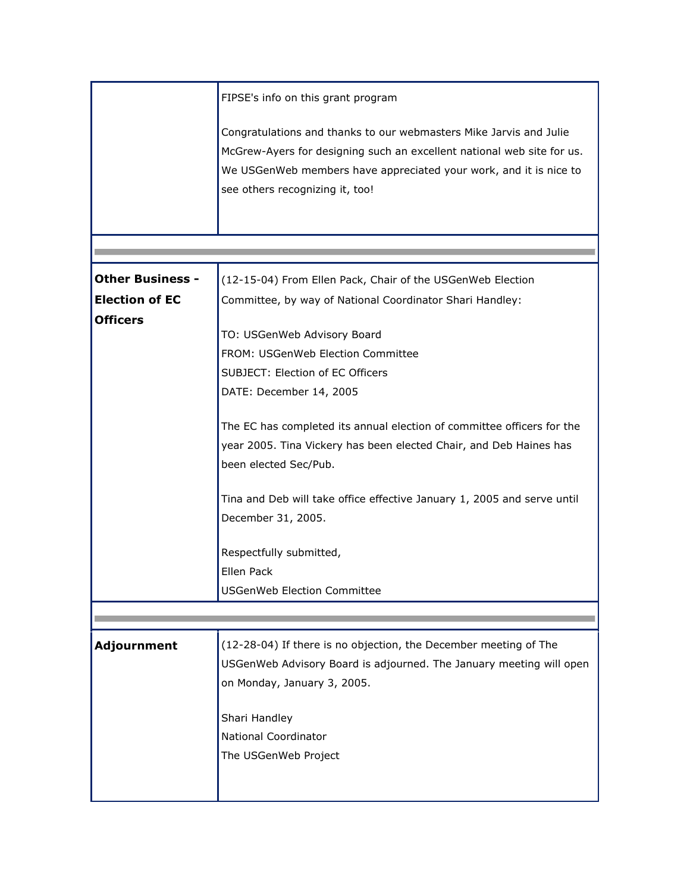| | |
|---|---|
| | FIPSE's info on this grant program<br><br>Congratulations and thanks to our webmasters Mike Jarvis and Julie McGrew-Ayers for designing such an excellent national web site for us. We USGenWeb members have appreciated your work, and it is nice to see others recognizing it, too! |
| | |
| **Other Business - Election of EC Officers** | (12-15-04) From Ellen Pack, Chair of the USGenWeb Election Committee, by way of National Coordinator Shari Handley:<br><br>TO: USGenWeb Advisory Board<br>FROM: USGenWeb Election Committee<br>SUBJECT: Election of EC Officers<br>DATE: December 14, 2005<br><br>The EC has completed its annual election of committee officers for the year 2005. Tina Vickery has been elected Chair, and Deb Haines has been elected Sec/Pub.<br><br>Tina and Deb will take office effective January 1, 2005 and serve until December 31, 2005.<br><br>Respectfully submitted,<br>Ellen Pack<br>USGenWeb Election Committee |
| | |
| **Adjournment** | (12-28-04) If there is no objection, the December meeting of The USGenWeb Advisory Board is adjourned. The January meeting will open on Monday, January 3, 2005.<br><br>Shari Handley<br>National Coordinator<br>The USGenWeb Project |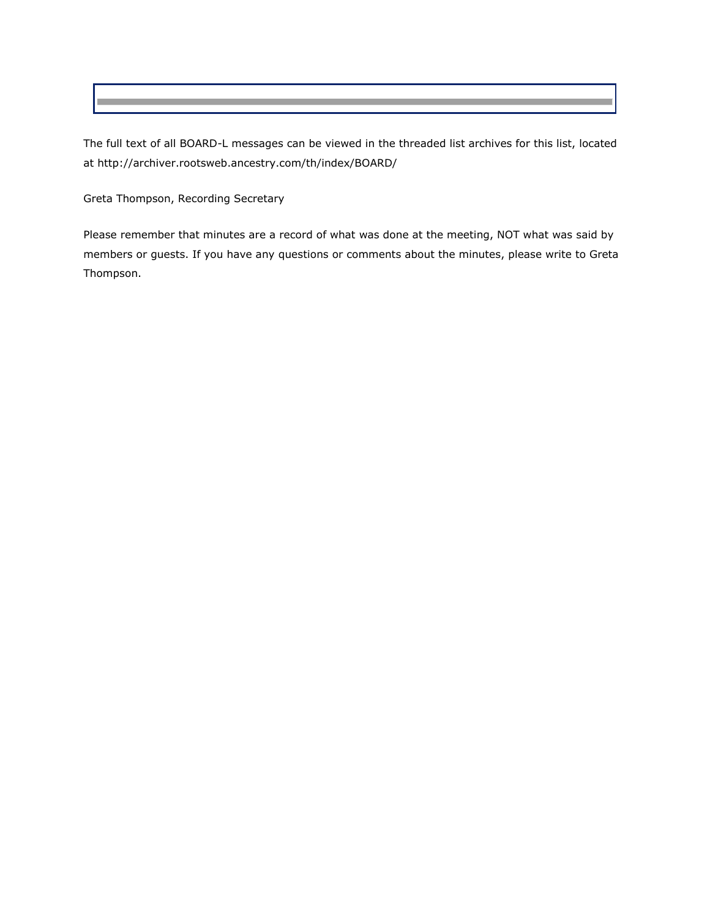The full text of all BOARD-L messages can be viewed in the threaded list archives for this list, located at http://archiver.rootsweb.ancestry.com/th/index/BOARD/

Greta Thompson, Recording Secretary

Please remember that minutes are a record of what was done at the meeting, NOT what was said by members or guests. If you have any questions or comments about the minutes, please write to Greta Thompson.